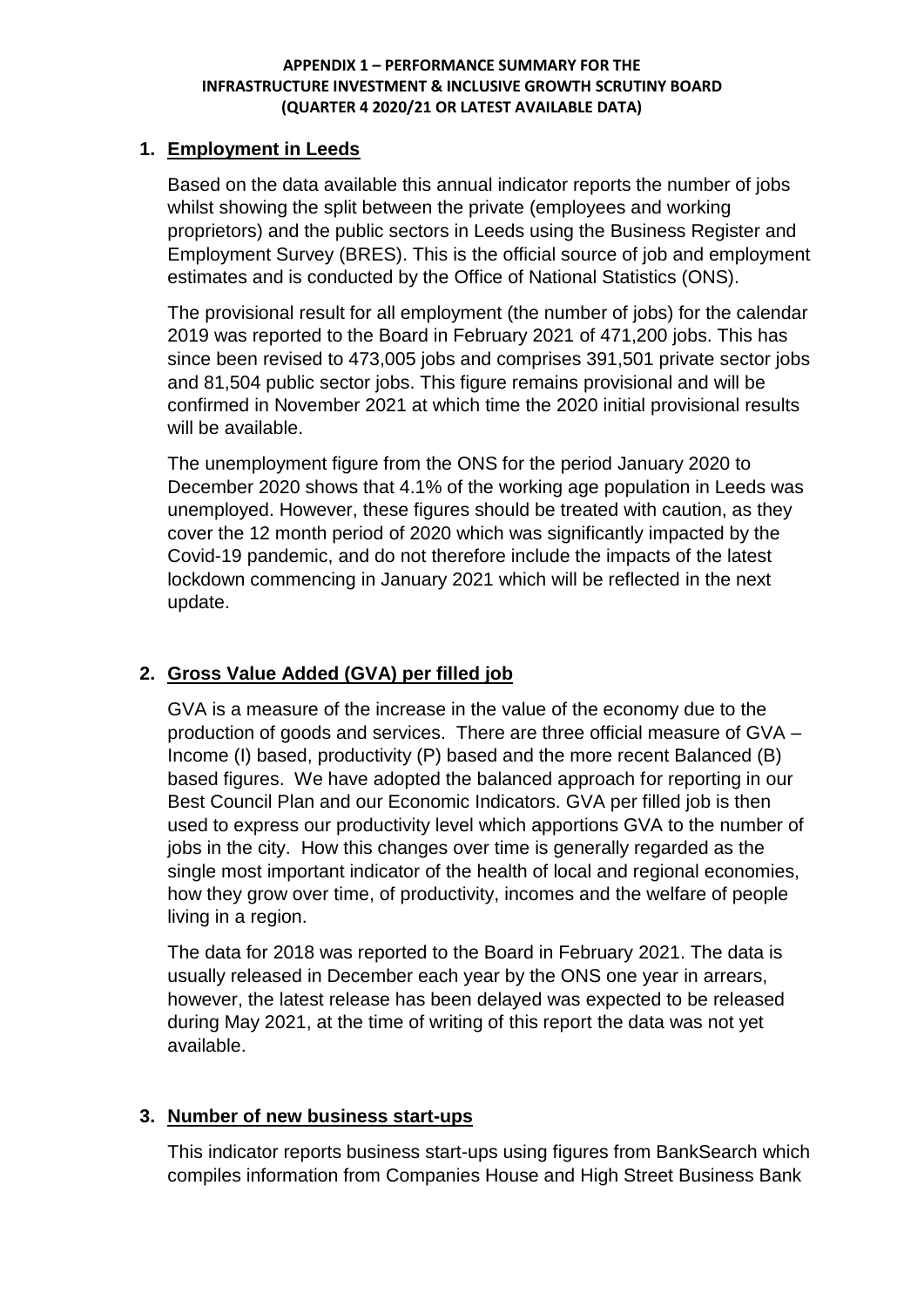**APPENDIX 1 – PERFORMANCE SUMMARY FOR THE INFRASTRUCTURE INVESTMENT & INCLUSIVE GROWTH SCRUTINY BOARD (QUARTER 4 2020/21 OR LATEST AVAILABLE DATA)**

## 1. Employment in Leeds

Based on the data available this annual indicator reports the number of jobs whilst showing the split between the private (employees and working proprietors) and the public sectors in Leeds using the Business Register and Employment Survey (BRES). This is the official source of job and employment estimates and is conducted by the Office of National Statistics (ONS).

The provisional result for all employment (the number of jobs) for the calendar 2019 was reported to the Board in February 2021 of 471,200 jobs. This has since been revised to 473,005 jobs and comprises 391,501 private sector jobs and 81,504 public sector jobs. This figure remains provisional and will be confirmed in November 2021 at which time the 2020 initial provisional results will be available.

The unemployment figure from the ONS for the period January 2020 to December 2020 shows that 4.1% of the working age population in Leeds was unemployed. However, these figures should be treated with caution, as they cover the 12 month period of 2020 which was significantly impacted by the Covid-19 pandemic, and do not therefore include the impacts of the latest lockdown commencing in January 2021 which will be reflected in the next update.

## 2. Gross Value Added (GVA) per filled job

GVA is a measure of the increase in the value of the economy due to the production of goods and services. There are three official measure of GVA – Income (I) based, productivity (P) based and the more recent Balanced (B) based figures. We have adopted the balanced approach for reporting in our Best Council Plan and our Economic Indicators. GVA per filled job is then used to express our productivity level which apportions GVA to the number of jobs in the city. How this changes over time is generally regarded as the single most important indicator of the health of local and regional economies, how they grow over time, of productivity, incomes and the welfare of people living in a region.

The data for 2018 was reported to the Board in February 2021. The data is usually released in December each year by the ONS one year in arrears, however, the latest release has been delayed was expected to be released during May 2021, at the time of writing of this report the data was not yet available.

## 3. Number of new business start-ups

This indicator reports business start-ups using figures from BankSearch which compiles information from Companies House and High Street Business Bank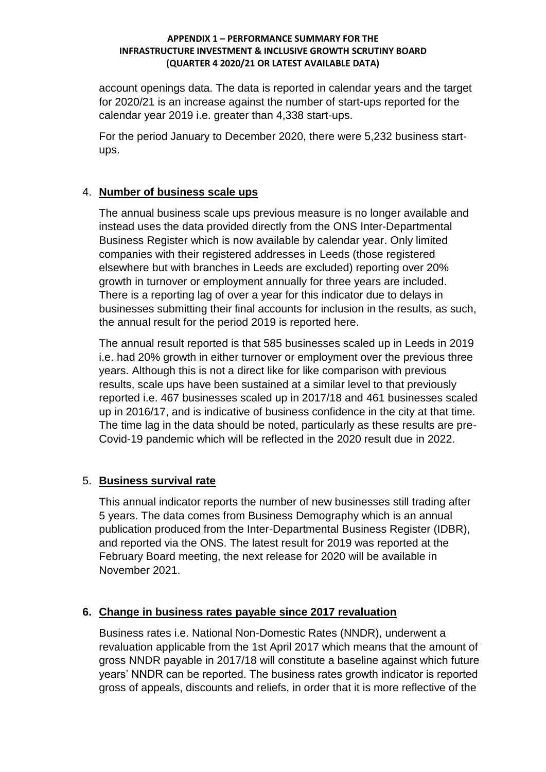account openings data. The data is reported in calendar years and the target for 2020/21 is an increase against the number of start-ups reported for the calendar year 2019 i.e. greater than 4,338 start-ups.

For the period January to December 2020, there were 5,232 business start-ups.

4. **Number of business scale ups**

The annual business scale ups previous measure is no longer available and instead uses the data provided directly from the ONS Inter-Departmental Business Register which is now available by calendar year. Only limited companies with their registered addresses in Leeds (those registered elsewhere but with branches in Leeds are excluded) reporting over 20% growth in turnover or employment annually for three years are included. There is a reporting lag of over a year for this indicator due to delays in businesses submitting their final accounts for inclusion in the results, as such, the annual result for the period 2019 is reported here.

The annual result reported is that 585 businesses scaled up in Leeds in 2019 i.e. had 20% growth in either turnover or employment over the previous three years. Although this is not a direct like for like comparison with previous results, scale ups have been sustained at a similar level to that previously reported i.e. 467 businesses scaled up in 2017/18 and 461 businesses scaled up in 2016/17, and is indicative of business confidence in the city at that time. The time lag in the data should be noted, particularly as these results are pre-Covid-19 pandemic which will be reflected in the 2020 result due in 2022.

5. **Business survival rate**

This annual indicator reports the number of new businesses still trading after 5 years. The data comes from Business Demography which is an annual publication produced from the Inter-Departmental Business Register (IDBR), and reported via the ONS. The latest result for 2019 was reported at the February Board meeting, the next release for 2020 will be available in November 2021.

**6. Change in business rates payable since 2017 revaluation**

Business rates i.e. National Non-Domestic Rates (NNDR), underwent a revaluation applicable from the 1st April 2017 which means that the amount of gross NNDR payable in 2017/18 will constitute a baseline against which future years' NNDR can be reported. The business rates growth indicator is reported gross of appeals, discounts and reliefs, in order that it is more reflective of the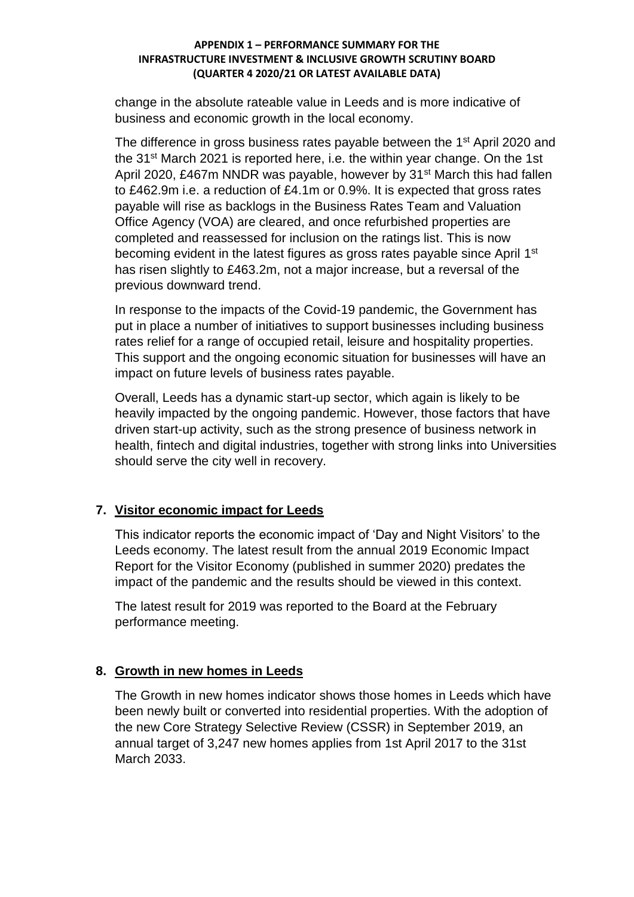change in the absolute rateable value in Leeds and is more indicative of business and economic growth in the local economy.

The difference in gross business rates payable between the 1st April 2020 and the 31st March 2021 is reported here, i.e. the within year change. On the 1st April 2020, £467m NNDR was payable, however by 31st March this had fallen to £462.9m i.e. a reduction of £4.1m or 0.9%. It is expected that gross rates payable will rise as backlogs in the Business Rates Team and Valuation Office Agency (VOA) are cleared, and once refurbished properties are completed and reassessed for inclusion on the ratings list. This is now becoming evident in the latest figures as gross rates payable since April 1st has risen slightly to £463.2m, not a major increase, but a reversal of the previous downward trend.

In response to the impacts of the Covid-19 pandemic, the Government has put in place a number of initiatives to support businesses including business rates relief for a range of occupied retail, leisure and hospitality properties. This support and the ongoing economic situation for businesses will have an impact on future levels of business rates payable.

Overall, Leeds has a dynamic start-up sector, which again is likely to be heavily impacted by the ongoing pandemic. However, those factors that have driven start-up activity, such as the strong presence of business network in health, fintech and digital industries, together with strong links into Universities should serve the city well in recovery.

## 7. Visitor economic impact for Leeds

This indicator reports the economic impact of 'Day and Night Visitors' to the Leeds economy. The latest result from the annual 2019 Economic Impact Report for the Visitor Economy (published in summer 2020) predates the impact of the pandemic and the results should be viewed in this context.

The latest result for 2019 was reported to the Board at the February performance meeting.

## 8. Growth in new homes in Leeds

The Growth in new homes indicator shows those homes in Leeds which have been newly built or converted into residential properties. With the adoption of the new Core Strategy Selective Review (CSSR) in September 2019, an annual target of 3,247 new homes applies from 1st April 2017 to the 31st March 2033.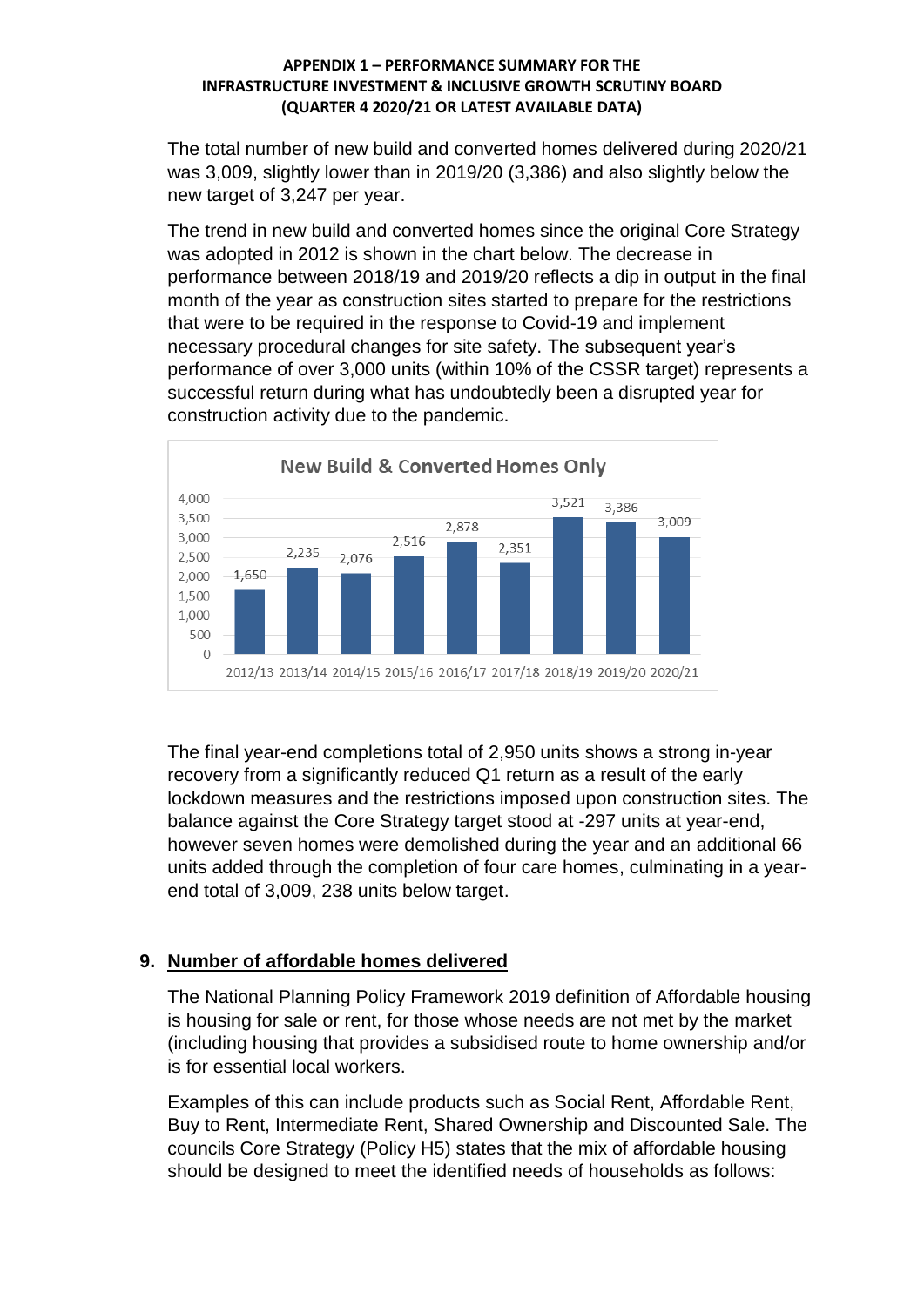The total number of new build and converted homes delivered during 2020/21 was 3,009, slightly lower than in 2019/20 (3,386) and also slightly below the new target of 3,247 per year.

The trend in new build and converted homes since the original Core Strategy was adopted in 2012 is shown in the chart below. The decrease in performance between 2018/19 and 2019/20 reflects a dip in output in the final month of the year as construction sites started to prepare for the restrictions that were to be required in the response to Covid-19 and implement necessary procedural changes for site safety. The subsequent year's performance of over 3,000 units (within 10% of the CSSR target) represents a successful return during what has undoubtedly been a disrupted year for construction activity due to the pandemic.

**New Build & Converted Homes Only**

| Year | Homes |
|---|---|
| 2012/13 | 1,650 |
| 2013/14 | 2,235 |
| 2014/15 | 2,076 |
| 2015/16 | 2,516 |
| 2016/17 | 2,878 |
| 2017/18 | 2,351 |
| 2018/19 | 3,521 |
| 2019/20 | 3,386 |
| 2020/21 | 3,009 |

The final year-end completions total of 2,950 units shows a strong in-year recovery from a significantly reduced Q1 return as a result of the early lockdown measures and the restrictions imposed upon construction sites. The balance against the Core Strategy target stood at -297 units at year-end, however seven homes were demolished during the year and an additional 66 units added through the completion of four care homes, culminating in a year-end total of 3,009, 238 units below target.

## 9. Number of affordable homes delivered

The National Planning Policy Framework 2019 definition of Affordable housing is housing for sale or rent, for those whose needs are not met by the market (including housing that provides a subsidised route to home ownership and/or is for essential local workers.

Examples of this can include products such as Social Rent, Affordable Rent, Buy to Rent, Intermediate Rent, Shared Ownership and Discounted Sale. The councils Core Strategy (Policy H5) states that the mix of affordable housing should be designed to meet the identified needs of households as follows: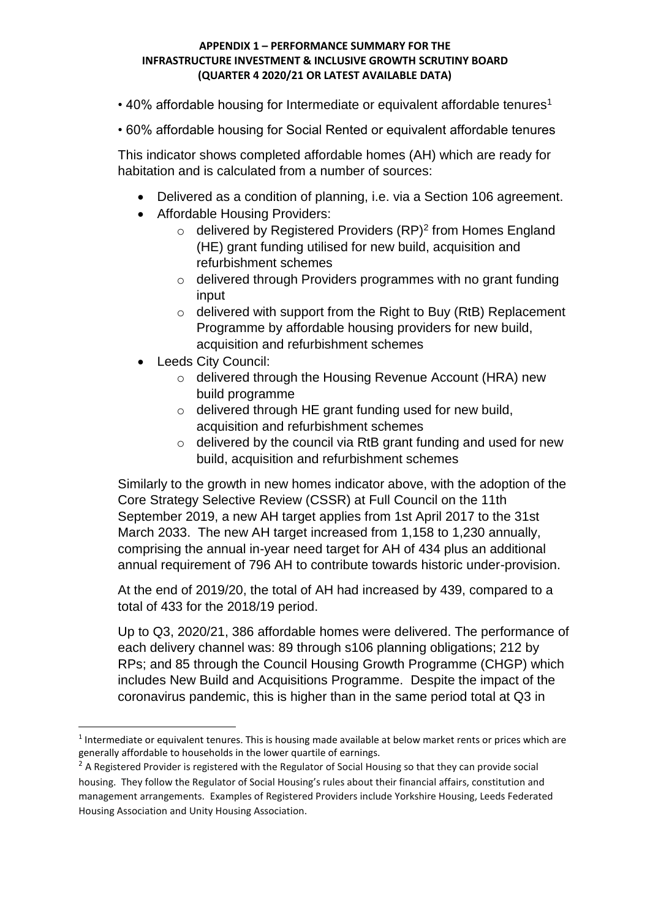- 40% affordable housing for Intermediate or equivalent affordable tenures[1]
- 60% affordable housing for Social Rented or equivalent affordable tenures

This indicator shows completed affordable homes (AH) which are ready for habitation and is calculated from a number of sources:

- Delivered as a condition of planning, i.e. via a Section 106 agreement.
- Affordable Housing Providers:
  - delivered by Registered Providers (RP)[2] from Homes England (HE) grant funding utilised for new build, acquisition and refurbishment schemes
  - delivered through Providers programmes with no grant funding input
  - delivered with support from the Right to Buy (RtB) Replacement Programme by affordable housing providers for new build, acquisition and refurbishment schemes
- Leeds City Council:
  - delivered through the Housing Revenue Account (HRA) new build programme
  - delivered through HE grant funding used for new build, acquisition and refurbishment schemes
  - delivered by the council via RtB grant funding and used for new build, acquisition and refurbishment schemes

Similarly to the growth in new homes indicator above, with the adoption of the Core Strategy Selective Review (CSSR) at Full Council on the 11th September 2019, a new AH target applies from 1st April 2017 to the 31st March 2033. The new AH target increased from 1,158 to 1,230 annually, comprising the annual in-year need target for AH of 434 plus an additional annual requirement of 796 AH to contribute towards historic under-provision.

At the end of 2019/20, the total of AH had increased by 439, compared to a total of 433 for the 2018/19 period.

Up to Q3, 2020/21, 386 affordable homes were delivered. The performance of each delivery channel was: 89 through s106 planning obligations; 212 by RPs; and 85 through the Council Housing Growth Programme (CHGP) which includes New Build and Acquisitions Programme. Despite the impact of the coronavirus pandemic, this is higher than in the same period total at Q3 in

---

[1] Intermediate or equivalent tenures. This is housing made available at below market rents or prices which are generally affordable to households in the lower quartile of earnings.

[2] A Registered Provider is registered with the Regulator of Social Housing so that they can provide social housing. They follow the Regulator of Social Housing's rules about their financial affairs, constitution and management arrangements. Examples of Registered Providers include Yorkshire Housing, Leeds Federated Housing Association and Unity Housing Association.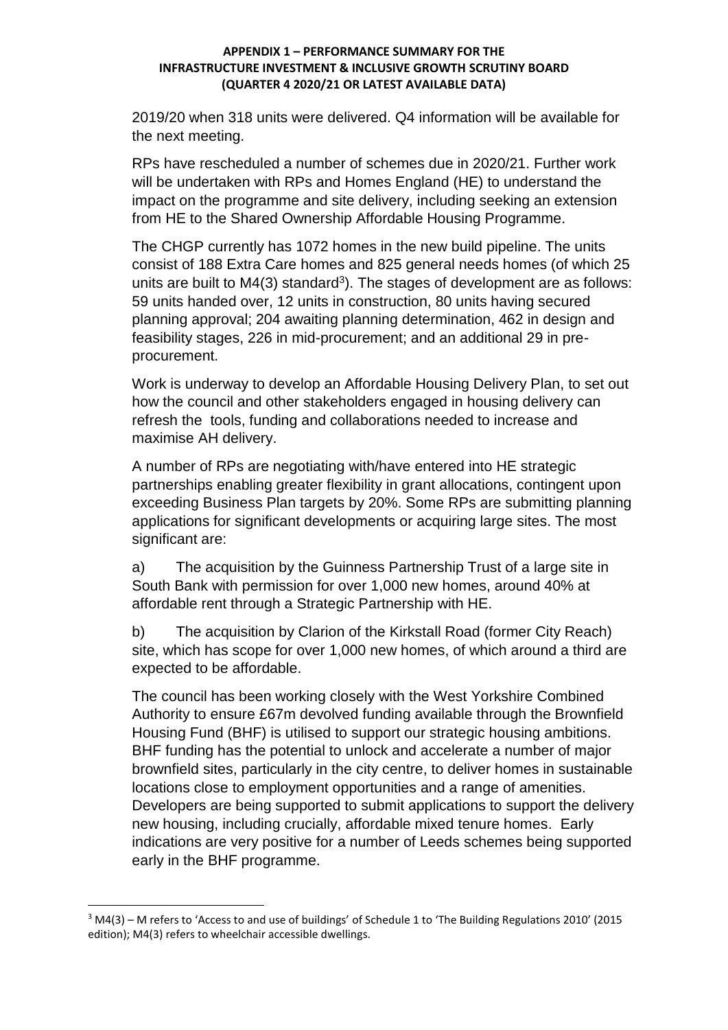2019/20 when 318 units were delivered. Q4 information will be available for the next meeting.

RPs have rescheduled a number of schemes due in 2020/21. Further work will be undertaken with RPs and Homes England (HE) to understand the impact on the programme and site delivery, including seeking an extension from HE to the Shared Ownership Affordable Housing Programme.

The CHGP currently has 1072 homes in the new build pipeline. The units consist of 188 Extra Care homes and 825 general needs homes (of which 25 units are built to M4(3) standard[3]). The stages of development are as follows: 59 units handed over, 12 units in construction, 80 units having secured planning approval; 204 awaiting planning determination, 462 in design and feasibility stages, 226 in mid-procurement; and an additional 29 in pre-procurement.

Work is underway to develop an Affordable Housing Delivery Plan, to set out how the council and other stakeholders engaged in housing delivery can refresh the tools, funding and collaborations needed to increase and maximise AH delivery.

A number of RPs are negotiating with/have entered into HE strategic partnerships enabling greater flexibility in grant allocations, contingent upon exceeding Business Plan targets by 20%. Some RPs are submitting planning applications for significant developments or acquiring large sites. The most significant are:

a) The acquisition by the Guinness Partnership Trust of a large site in South Bank with permission for over 1,000 new homes, around 40% at affordable rent through a Strategic Partnership with HE.

b) The acquisition by Clarion of the Kirkstall Road (former City Reach) site, which has scope for over 1,000 new homes, of which around a third are expected to be affordable.

The council has been working closely with the West Yorkshire Combined Authority to ensure £67m devolved funding available through the Brownfield Housing Fund (BHF) is utilised to support our strategic housing ambitions. BHF funding has the potential to unlock and accelerate a number of major brownfield sites, particularly in the city centre, to deliver homes in sustainable locations close to employment opportunities and a range of amenities. Developers are being supported to submit applications to support the delivery new housing, including crucially, affordable mixed tenure homes. Early indications are very positive for a number of Leeds schemes being supported early in the BHF programme.

[3] M4(3) – M refers to 'Access to and use of buildings' of Schedule 1 to 'The Building Regulations 2010' (2015 edition); M4(3) refers to wheelchair accessible dwellings.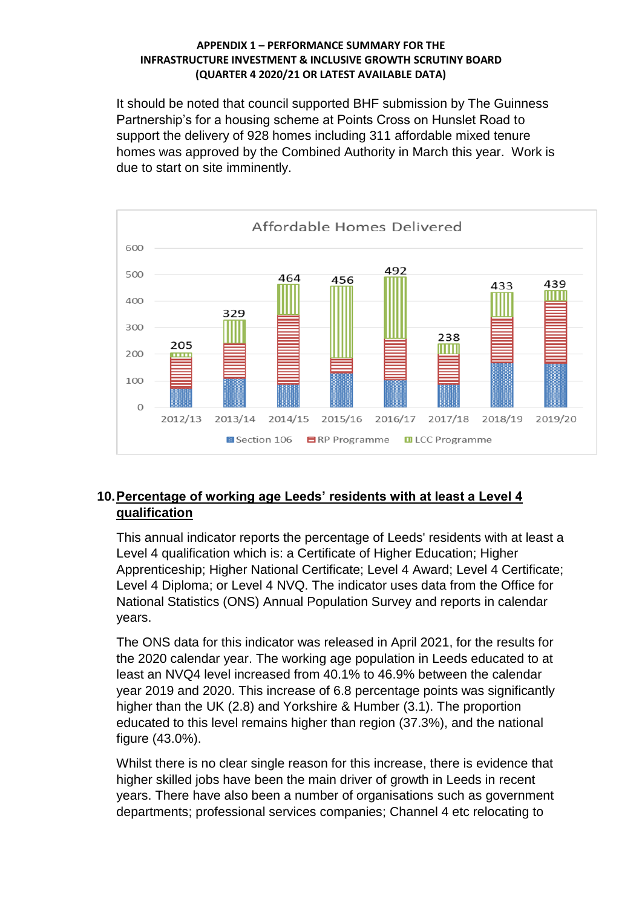It should be noted that council supported BHF submission by The Guinness Partnership's for a housing scheme at Points Cross on Hunslet Road to support the delivery of 928 homes including 311 affordable mixed tenure homes was approved by the Combined Authority in March this year. Work is due to start on site imminently.

**Affordable Homes Delivered**

| Year | Total |
| --- | --- |
| 2012/13 | 205 |
| 2013/14 | 329 |
| 2014/15 | 464 |
| 2015/16 | 456 |
| 2016/17 | 492 |
| 2017/18 | 238 |
| 2018/19 | 433 |
| 2019/20 | 439 |

Section 106 | RP Programme | LCC Programme

## 10. Percentage of working age Leeds' residents with at least a Level 4 qualification

This annual indicator reports the percentage of Leeds' residents with at least a Level 4 qualification which is: a Certificate of Higher Education; Higher Apprenticeship; Higher National Certificate; Level 4 Award; Level 4 Certificate; Level 4 Diploma; or Level 4 NVQ. The indicator uses data from the Office for National Statistics (ONS) Annual Population Survey and reports in calendar years.

The ONS data for this indicator was released in April 2021, for the results for the 2020 calendar year. The working age population in Leeds educated to at least an NVQ4 level increased from 40.1% to 46.9% between the calendar year 2019 and 2020. This increase of 6.8 percentage points was significantly higher than the UK (2.8) and Yorkshire & Humber (3.1). The proportion educated to this level remains higher than region (37.3%), and the national figure (43.0%).

Whilst there is no clear single reason for this increase, there is evidence that higher skilled jobs have been the main driver of growth in Leeds in recent years. There have also been a number of organisations such as government departments; professional services companies; Channel 4 etc relocating to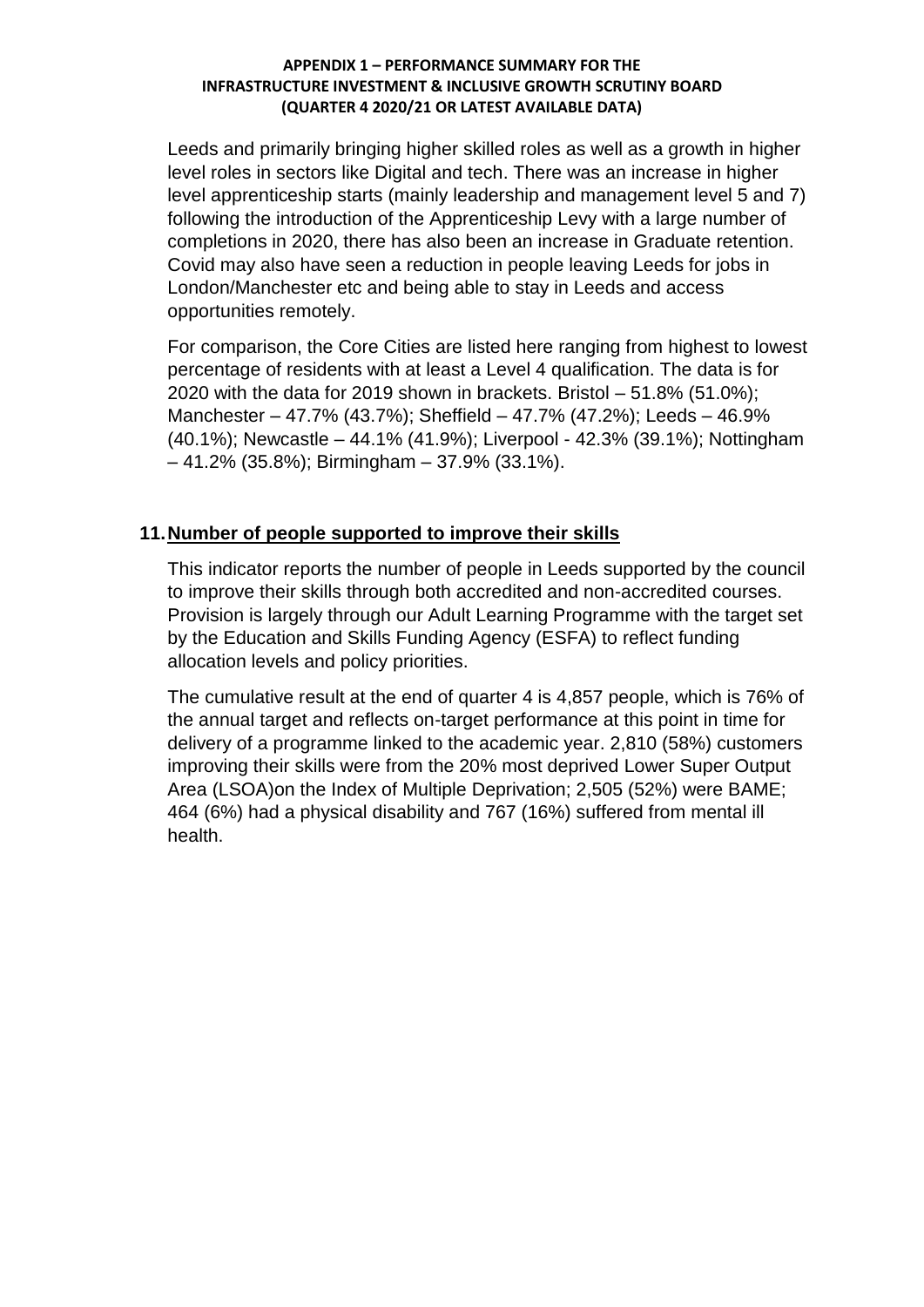Leeds and primarily bringing higher skilled roles as well as a growth in higher level roles in sectors like Digital and tech. There was an increase in higher level apprenticeship starts (mainly leadership and management level 5 and 7) following the introduction of the Apprenticeship Levy with a large number of completions in 2020, there has also been an increase in Graduate retention. Covid may also have seen a reduction in people leaving Leeds for jobs in London/Manchester etc and being able to stay in Leeds and access opportunities remotely.

For comparison, the Core Cities are listed here ranging from highest to lowest percentage of residents with at least a Level 4 qualification. The data is for 2020 with the data for 2019 shown in brackets. Bristol – 51.8% (51.0%); Manchester – 47.7% (43.7%); Sheffield – 47.7% (47.2%); Leeds – 46.9% (40.1%); Newcastle – 44.1% (41.9%); Liverpool - 42.3% (39.1%); Nottingham – 41.2% (35.8%); Birmingham – 37.9% (33.1%).

## 11. Number of people supported to improve their skills

This indicator reports the number of people in Leeds supported by the council to improve their skills through both accredited and non-accredited courses. Provision is largely through our Adult Learning Programme with the target set by the Education and Skills Funding Agency (ESFA) to reflect funding allocation levels and policy priorities.

The cumulative result at the end of quarter 4 is 4,857 people, which is 76% of the annual target and reflects on-target performance at this point in time for delivery of a programme linked to the academic year. 2,810 (58%) customers improving their skills were from the 20% most deprived Lower Super Output Area (LSOA)on the Index of Multiple Deprivation; 2,505 (52%) were BAME; 464 (6%) had a physical disability and 767 (16%) suffered from mental ill health.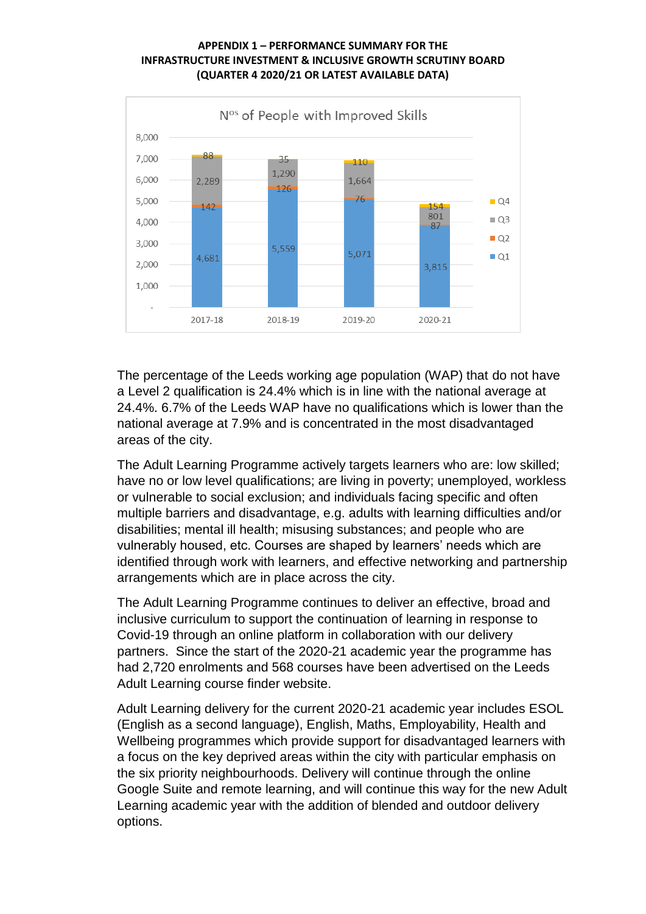**APPENDIX 1 – PERFORMANCE SUMMARY FOR THE INFRASTRUCTURE INVESTMENT & INCLUSIVE GROWTH SCRUTINY BOARD (QUARTER 4 2020/21 OR LATEST AVAILABLE DATA)**

Nos of People with Improved Skills

| | 2017-18 | 2018-19 | 2019-20 | 2020-21 |
|---|---|---|---|---|
| Q1 | 4,681 | 5,559 | 5,071 | 3,815 |
| Q2 | 142 | 126 | 76 | 87 |
| Q3 | 2,289 | 1,290 | 1,664 | 801 |
| Q4 | 88 | 35 | 110 | 154 |

The percentage of the Leeds working age population (WAP) that do not have a Level 2 qualification is 24.4% which is in line with the national average at 24.4%. 6.7% of the Leeds WAP have no qualifications which is lower than the national average at 7.9% and is concentrated in the most disadvantaged areas of the city.

The Adult Learning Programme actively targets learners who are: low skilled; have no or low level qualifications; are living in poverty; unemployed, workless or vulnerable to social exclusion; and individuals facing specific and often multiple barriers and disadvantage, e.g. adults with learning difficulties and/or disabilities; mental ill health; misusing substances; and people who are vulnerably housed, etc. Courses are shaped by learners' needs which are identified through work with learners, and effective networking and partnership arrangements which are in place across the city.

The Adult Learning Programme continues to deliver an effective, broad and inclusive curriculum to support the continuation of learning in response to Covid-19 through an online platform in collaboration with our delivery partners. Since the start of the 2020-21 academic year the programme has had 2,720 enrolments and 568 courses have been advertised on the Leeds Adult Learning course finder website.

Adult Learning delivery for the current 2020-21 academic year includes ESOL (English as a second language), English, Maths, Employability, Health and Wellbeing programmes which provide support for disadvantaged learners with a focus on the key deprived areas within the city with particular emphasis on the six priority neighbourhoods. Delivery will continue through the online Google Suite and remote learning, and will continue this way for the new Adult Learning academic year with the addition of blended and outdoor delivery options.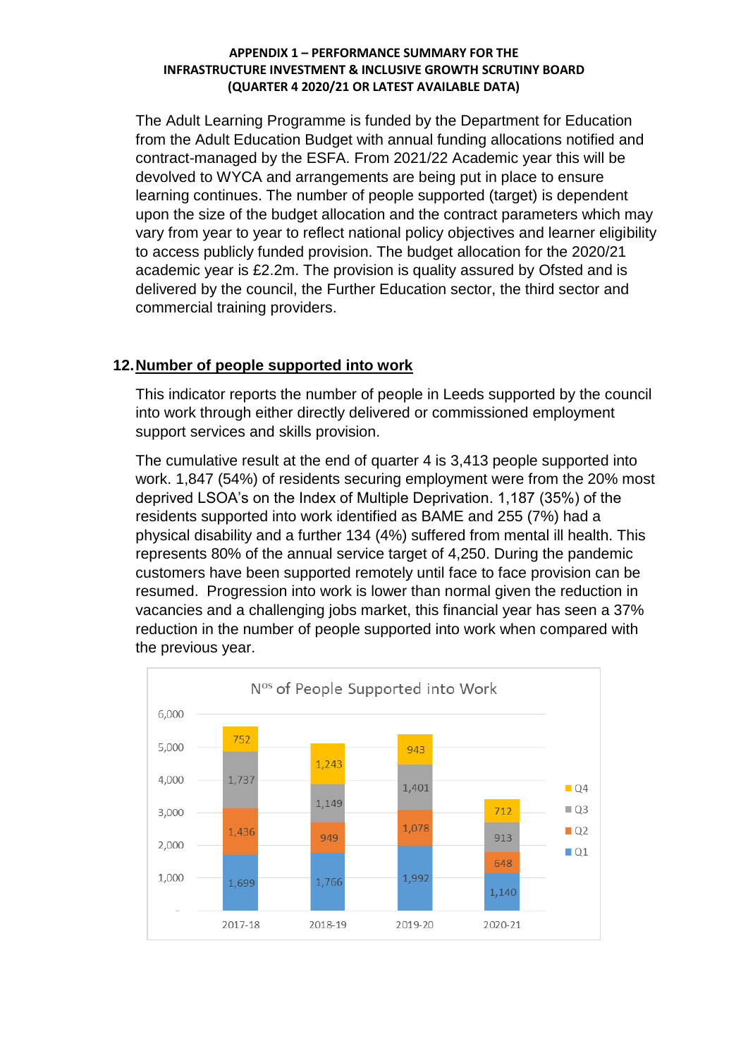The Adult Learning Programme is funded by the Department for Education from the Adult Education Budget with annual funding allocations notified and contract-managed by the ESFA. From 2021/22 Academic year this will be devolved to WYCA and arrangements are being put in place to ensure learning continues. The number of people supported (target) is dependent upon the size of the budget allocation and the contract parameters which may vary from year to year to reflect national policy objectives and learner eligibility to access publicly funded provision. The budget allocation for the 2020/21 academic year is £2.2m. The provision is quality assured by Ofsted and is delivered by the council, the Further Education sector, the third sector and commercial training providers.

## 12. Number of people supported into work

This indicator reports the number of people in Leeds supported by the council into work through either directly delivered or commissioned employment support services and skills provision.

The cumulative result at the end of quarter 4 is 3,413 people supported into work. 1,847 (54%) of residents securing employment were from the 20% most deprived LSOA's on the Index of Multiple Deprivation. 1,187 (35%) of the residents supported into work identified as BAME and 255 (7%) had a physical disability and a further 134 (4%) suffered from mental ill health. This represents 80% of the annual service target of 4,250. During the pandemic customers have been supported remotely until face to face provision can be resumed. Progression into work is lower than normal given the reduction in vacancies and a challenging jobs market, this financial year has seen a 37% reduction in the number of people supported into work when compared with the previous year.

N^os of People Supported into Work

| | 2017-18 | 2018-19 | 2019-20 | 2020-21 |
|---|---|---|---|---|
| Q1 | 1,699 | 1,766 | 1,992 | 1,140 |
| Q2 | 1,436 | 949 | 1,078 | 648 |
| Q3 | 1,737 | 1,149 | 1,401 | 913 |
| Q4 | 752 | 1,243 | 943 | 712 |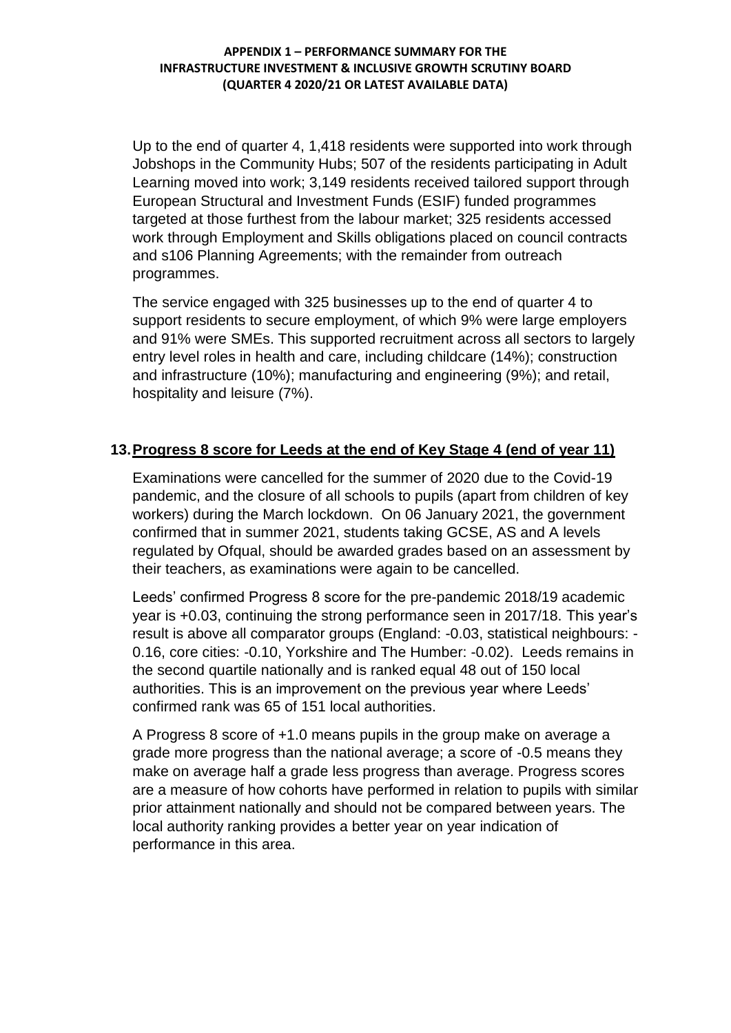Up to the end of quarter 4, 1,418 residents were supported into work through Jobshops in the Community Hubs; 507 of the residents participating in Adult Learning moved into work; 3,149 residents received tailored support through European Structural and Investment Funds (ESIF) funded programmes targeted at those furthest from the labour market; 325 residents accessed work through Employment and Skills obligations placed on council contracts and s106 Planning Agreements; with the remainder from outreach programmes.

The service engaged with 325 businesses up to the end of quarter 4 to support residents to secure employment, of which 9% were large employers and 91% were SMEs. This supported recruitment across all sectors to largely entry level roles in health and care, including childcare (14%); construction and infrastructure (10%); manufacturing and engineering (9%); and retail, hospitality and leisure (7%).

## 13. Progress 8 score for Leeds at the end of Key Stage 4 (end of year 11)

Examinations were cancelled for the summer of 2020 due to the Covid-19 pandemic, and the closure of all schools to pupils (apart from children of key workers) during the March lockdown. On 06 January 2021, the government confirmed that in summer 2021, students taking GCSE, AS and A levels regulated by Ofqual, should be awarded grades based on an assessment by their teachers, as examinations were again to be cancelled.

Leeds' confirmed Progress 8 score for the pre-pandemic 2018/19 academic year is +0.03, continuing the strong performance seen in 2017/18. This year's result is above all comparator groups (England: -0.03, statistical neighbours: -0.16, core cities: -0.10, Yorkshire and The Humber: -0.02). Leeds remains in the second quartile nationally and is ranked equal 48 out of 150 local authorities. This is an improvement on the previous year where Leeds' confirmed rank was 65 of 151 local authorities.

A Progress 8 score of +1.0 means pupils in the group make on average a grade more progress than the national average; a score of -0.5 means they make on average half a grade less progress than average. Progress scores are a measure of how cohorts have performed in relation to pupils with similar prior attainment nationally and should not be compared between years. The local authority ranking provides a better year on year indication of performance in this area.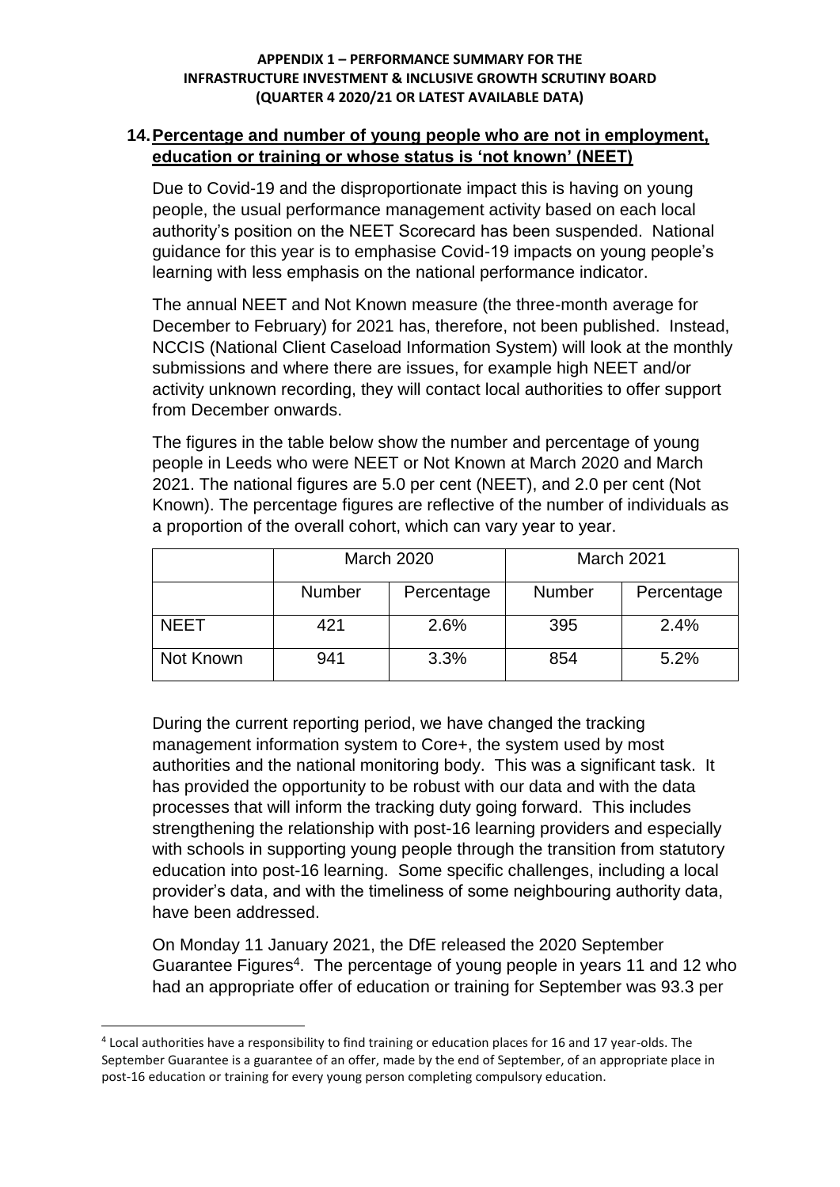## 14. Percentage and number of young people who are not in employment, education or training or whose status is 'not known' (NEET)

Due to Covid-19 and the disproportionate impact this is having on young people, the usual performance management activity based on each local authority's position on the NEET Scorecard has been suspended. National guidance for this year is to emphasise Covid-19 impacts on young people's learning with less emphasis on the national performance indicator.

The annual NEET and Not Known measure (the three-month average for December to February) for 2021 has, therefore, not been published. Instead, NCCIS (National Client Caseload Information System) will look at the monthly submissions and where there are issues, for example high NEET and/or activity unknown recording, they will contact local authorities to offer support from December onwards.

The figures in the table below show the number and percentage of young people in Leeds who were NEET or Not Known at March 2020 and March 2021. The national figures are 5.0 per cent (NEET), and 2.0 per cent (Not Known). The percentage figures are reflective of the number of individuals as a proportion of the overall cohort, which can vary year to year.

| | March 2020 | | March 2021 | |
|---|---|---|---|---|
| | Number | Percentage | Number | Percentage |
| NEET | 421 | 2.6% | 395 | 2.4% |
| Not Known | 941 | 3.3% | 854 | 5.2% |

During the current reporting period, we have changed the tracking management information system to Core+, the system used by most authorities and the national monitoring body. This was a significant task. It has provided the opportunity to be robust with our data and with the data processes that will inform the tracking duty going forward. This includes strengthening the relationship with post-16 learning providers and especially with schools in supporting young people through the transition from statutory education into post-16 learning. Some specific challenges, including a local provider's data, and with the timeliness of some neighbouring authority data, have been addressed.

On Monday 11 January 2021, the DfE released the 2020 September Guarantee Figures[4]. The percentage of young people in years 11 and 12 who had an appropriate offer of education or training for September was 93.3 per

[4] Local authorities have a responsibility to find training or education places for 16 and 17 year-olds. The September Guarantee is a guarantee of an offer, made by the end of September, of an appropriate place in post-16 education or training for every young person completing compulsory education.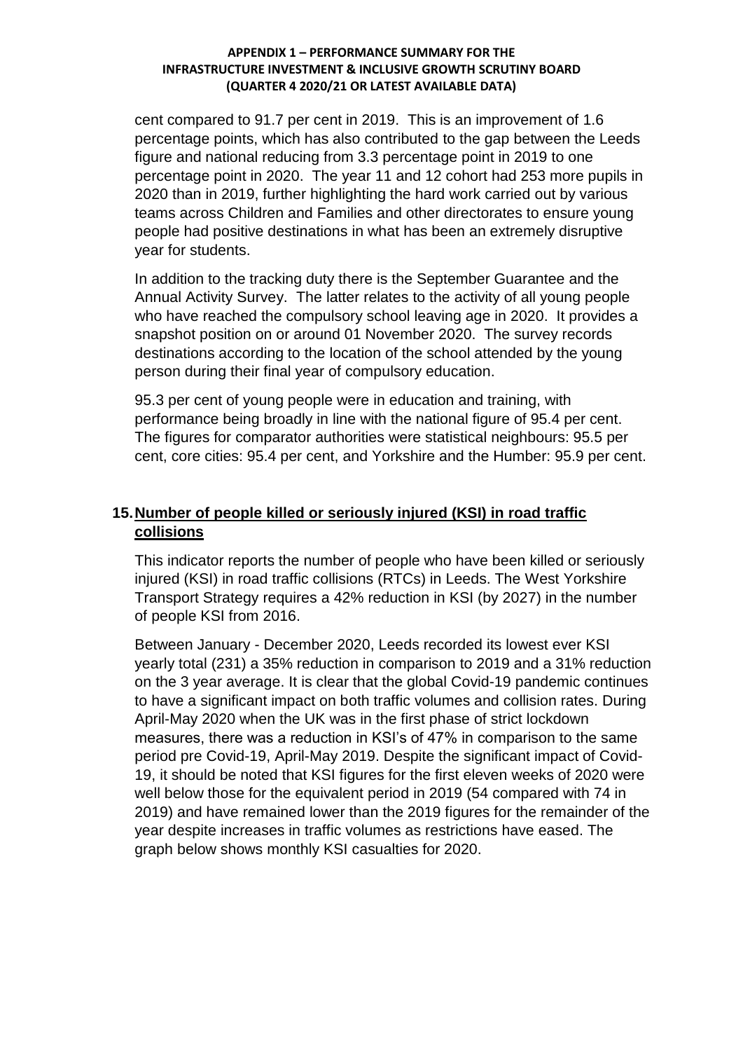cent compared to 91.7 per cent in 2019. This is an improvement of 1.6 percentage points, which has also contributed to the gap between the Leeds figure and national reducing from 3.3 percentage point in 2019 to one percentage point in 2020. The year 11 and 12 cohort had 253 more pupils in 2020 than in 2019, further highlighting the hard work carried out by various teams across Children and Families and other directorates to ensure young people had positive destinations in what has been an extremely disruptive year for students.

In addition to the tracking duty there is the September Guarantee and the Annual Activity Survey. The latter relates to the activity of all young people who have reached the compulsory school leaving age in 2020. It provides a snapshot position on or around 01 November 2020. The survey records destinations according to the location of the school attended by the young person during their final year of compulsory education.

95.3 per cent of young people were in education and training, with performance being broadly in line with the national figure of 95.4 per cent. The figures for comparator authorities were statistical neighbours: 95.5 per cent, core cities: 95.4 per cent, and Yorkshire and the Humber: 95.9 per cent.

## 15. Number of people killed or seriously injured (KSI) in road traffic collisions

This indicator reports the number of people who have been killed or seriously injured (KSI) in road traffic collisions (RTCs) in Leeds. The West Yorkshire Transport Strategy requires a 42% reduction in KSI (by 2027) in the number of people KSI from 2016.

Between January - December 2020, Leeds recorded its lowest ever KSI yearly total (231) a 35% reduction in comparison to 2019 and a 31% reduction on the 3 year average. It is clear that the global Covid-19 pandemic continues to have a significant impact on both traffic volumes and collision rates. During April-May 2020 when the UK was in the first phase of strict lockdown measures, there was a reduction in KSI's of 47% in comparison to the same period pre Covid-19, April-May 2019. Despite the significant impact of Covid-19, it should be noted that KSI figures for the first eleven weeks of 2020 were well below those for the equivalent period in 2019 (54 compared with 74 in 2019) and have remained lower than the 2019 figures for the remainder of the year despite increases in traffic volumes as restrictions have eased. The graph below shows monthly KSI casualties for 2020.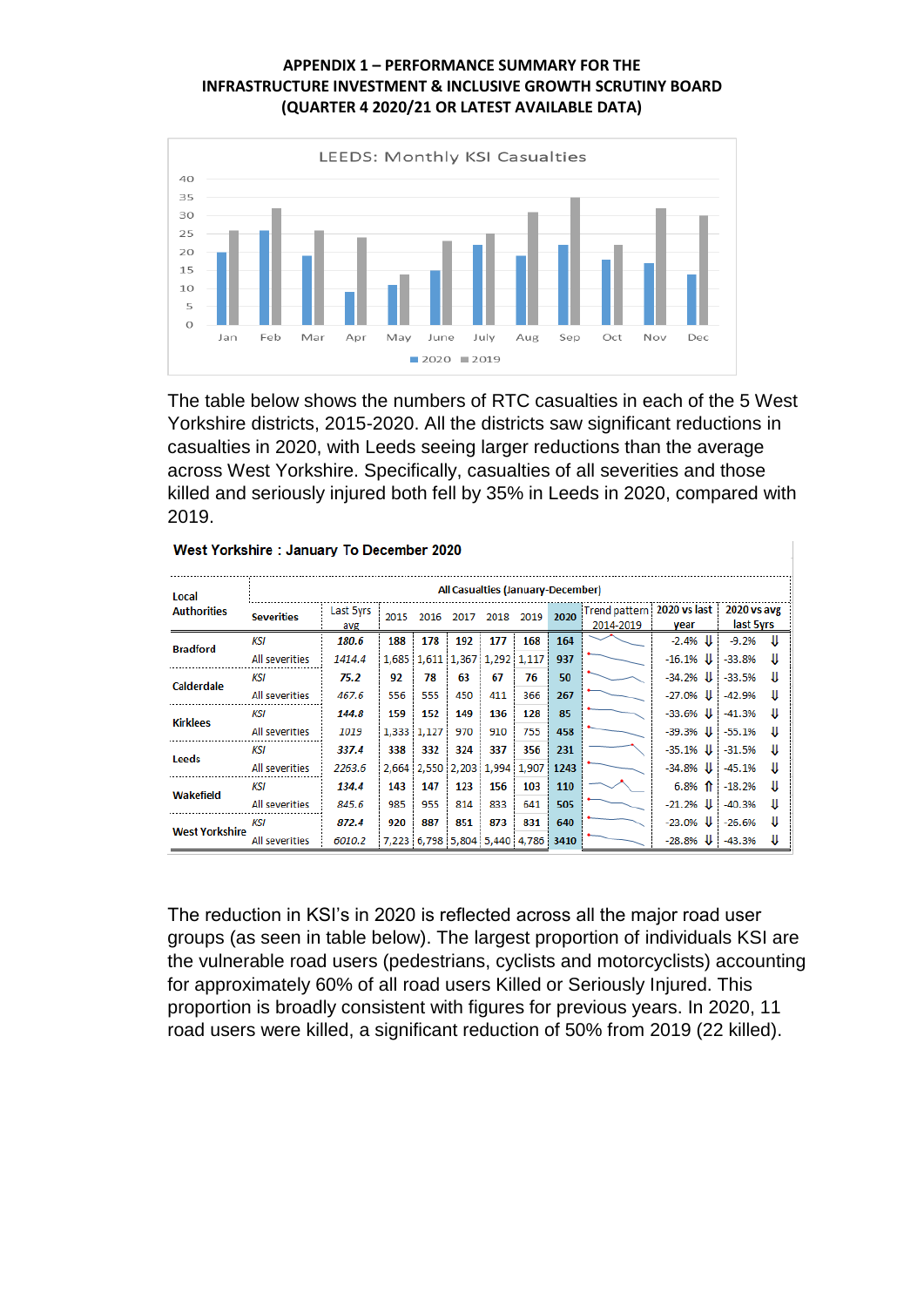**APPENDIX 1 – PERFORMANCE SUMMARY FOR THE INFRASTRUCTURE INVESTMENT & INCLUSIVE GROWTH SCRUTINY BOARD (QUARTER 4 2020/21 OR LATEST AVAILABLE DATA)**

LEEDS: Monthly KSI Casualties

| | Jan | Feb | Mar | Apr | May | June | July | Aug | Sep | Oct | Nov | Dec |
|---|---|---|---|---|---|---|---|---|---|---|---|---|
| 2020 | 20 | 26 | 19 | 9 | 11 | 15 | 22 | 19 | 22 | 18 | 17 | 14 |
| 2019 | 26 | 32 | 26 | 24 | 14 | 23 | 25 | 31 | 35 | 22 | 32 | 30 |

The table below shows the numbers of RTC casualties in each of the 5 West Yorkshire districts, 2015-2020. All the districts saw significant reductions in casualties in 2020, with Leeds seeing larger reductions than the average across West Yorkshire. Specifically, casualties of all severities and those killed and seriously injured both fell by 35% in Leeds in 2020, compared with 2019.

**West Yorkshire : January To December 2020**

| Local Authorities | Severities | All Casualties (January-December) | | | | | | | Trend pattern 2014-2019 | 2020 vs last year | 2020 vs avg last 5yrs |
|---|---|---|---|---|---|---|---|---|---|---|---|
| | | Last 5yrs avg | 2015 | 2016 | 2017 | 2018 | 2019 | 2020 | | | |
| Bradford | *KSI* | *180.6* | 188 | 178 | 192 | 177 | 168 | 164 | | -2.4% ⇓ | -9.2% ⇓ |
| | All severities | *1414.4* | 1,685 | 1,611 | 1,367 | 1,292 | 1,117 | 937 | | -16.1% ⇓ | -33.8% ⇓ |
| Calderdale | *KSI* | *75.2* | 92 | 78 | 63 | 67 | 76 | 50 | | -34.2% ⇓ | -33.5% ⇓ |
| | All severities | *467.6* | 556 | 555 | 450 | 411 | 366 | 267 | | -27.0% ⇓ | -42.9% ⇓ |
| Kirklees | *KSI* | *144.8* | 159 | 152 | 149 | 136 | 128 | 85 | | -33.6% ⇓ | -41.3% ⇓ |
| | All severities | *1019* | 1,333 | 1,127 | 970 | 910 | 755 | 458 | | -39.3% ⇓ | -55.1% ⇓ |
| Leeds | *KSI* | *337.4* | 338 | 332 | 324 | 337 | 356 | 231 | | -35.1% ⇓ | -31.5% ⇓ |
| | All severities | *2263.6* | 2,664 | 2,550 | 2,203 | 1,994 | 1,907 | 1243 | | -34.8% ⇓ | -45.1% ⇓ |
| Wakefield | *KSI* | *134.4* | 143 | 147 | 123 | 156 | 103 | 110 | | 6.8% ⇑ | -18.2% ⇓ |
| | All severities | *845.6* | 985 | 955 | 814 | 833 | 641 | 505 | | -21.2% ⇓ | -40.3% ⇓ |
| West Yorkshire | *KSI* | *872.4* | 920 | 887 | 851 | 873 | 831 | 640 | | -23.0% ⇓ | -26.6% ⇓ |
| | All severities | *6010.2* | 7,223 | 6,798 | 5,804 | 5,440 | 4,786 | 3410 | | -28.8% ⇓ | -43.3% ⇓ |

The reduction in KSI's in 2020 is reflected across all the major road user groups (as seen in table below). The largest proportion of individuals KSI are the vulnerable road users (pedestrians, cyclists and motorcyclists) accounting for approximately 60% of all road users Killed or Seriously Injured. This proportion is broadly consistent with figures for previous years. In 2020, 11 road users were killed, a significant reduction of 50% from 2019 (22 killed).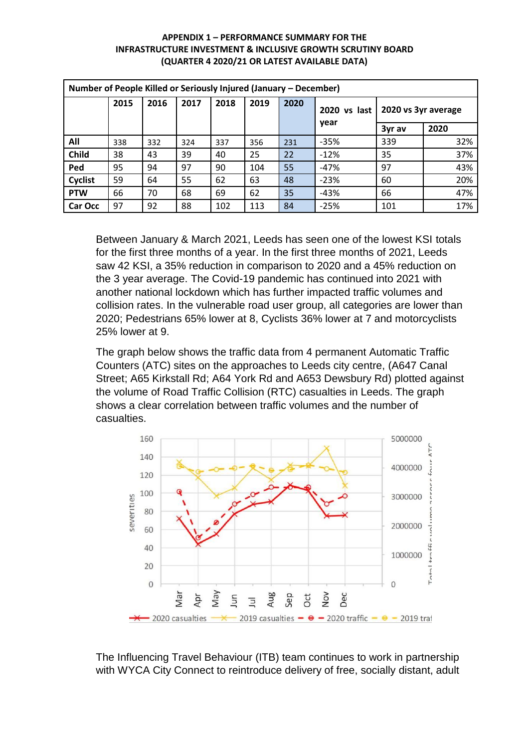**APPENDIX 1 – PERFORMANCE SUMMARY FOR THE INFRASTRUCTURE INVESTMENT & INCLUSIVE GROWTH SCRUTINY BOARD (QUARTER 4 2020/21 OR LATEST AVAILABLE DATA)**

| Number of People Killed or Seriously Injured (January – December) | | | | | | | | | |
|---|---|---|---|---|---|---|---|---|---|
| | 2015 | 2016 | 2017 | 2018 | 2019 | 2020 | 2020 vs last year | 2020 vs 3yr average | |
| | | | | | | | | 3yr av | 2020 |
| **All** | 338 | 332 | 324 | 337 | 356 | 231 | -35% | 339 | 32% |
| **Child** | 38 | 43 | 39 | 40 | 25 | 22 | -12% | 35 | 37% |
| **Ped** | 95 | 94 | 97 | 90 | 104 | 55 | -47% | 97 | 43% |
| **Cyclist** | 59 | 64 | 55 | 62 | 63 | 48 | -23% | 60 | 20% |
| **PTW** | 66 | 70 | 68 | 69 | 62 | 35 | -43% | 66 | 47% |
| **Car Occ** | 97 | 92 | 88 | 102 | 113 | 84 | -25% | 101 | 17% |

Between January & March 2021, Leeds has seen one of the lowest KSI totals for the first three months of a year. In the first three months of 2021, Leeds saw 42 KSI, a 35% reduction in comparison to 2020 and a 45% reduction on the 3 year average. The Covid-19 pandemic has continued into 2021 with another national lockdown which has further impacted traffic volumes and collision rates. In the vulnerable road user group, all categories are lower than 2020; Pedestrians 65% lower at 8, Cyclists 36% lower at 7 and motorcyclists 25% lower at 9.

The graph below shows the traffic data from 4 permanent Automatic Traffic Counters (ATC) sites on the approaches to Leeds city centre, (A647 Canal Street; A65 Kirkstall Rd; A64 York Rd and A653 Dewsbury Rd) plotted against the volume of Road Traffic Collision (RTC) casualties in Leeds. The graph shows a clear correlation between traffic volumes and the number of casualties.

The Influencing Travel Behaviour (ITB) team continues to work in partnership with WYCA City Connect to reintroduce delivery of free, socially distant, adult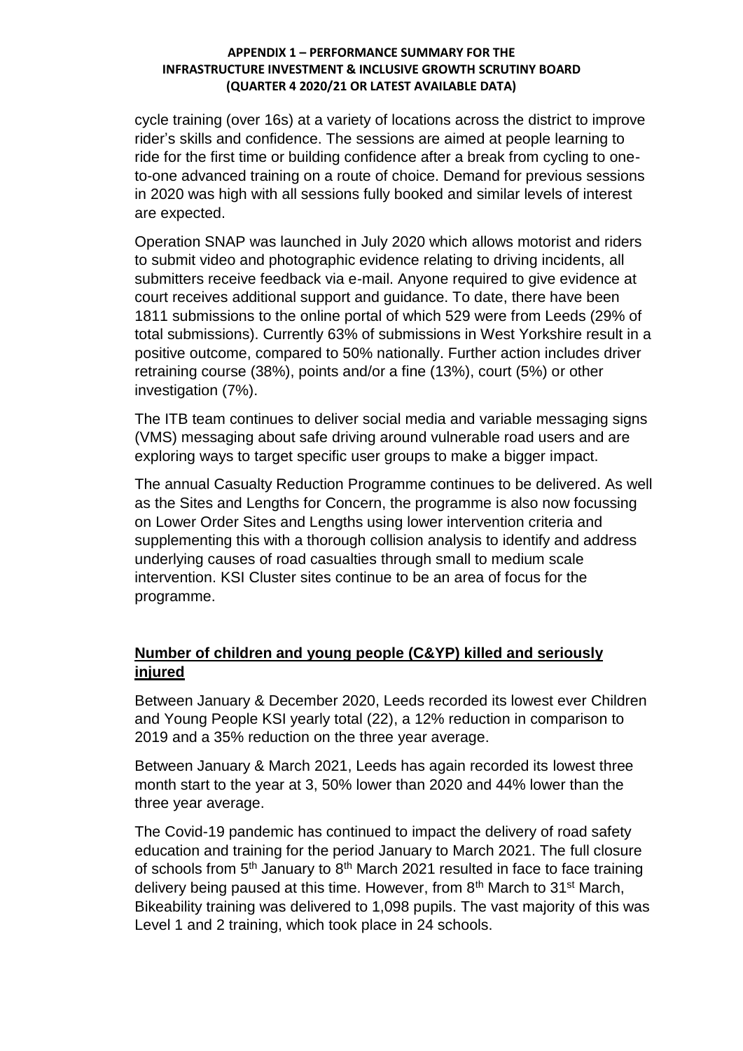cycle training (over 16s) at a variety of locations across the district to improve rider's skills and confidence. The sessions are aimed at people learning to ride for the first time or building confidence after a break from cycling to one-to-one advanced training on a route of choice. Demand for previous sessions in 2020 was high with all sessions fully booked and similar levels of interest are expected.

Operation SNAP was launched in July 2020 which allows motorist and riders to submit video and photographic evidence relating to driving incidents, all submitters receive feedback via e-mail. Anyone required to give evidence at court receives additional support and guidance. To date, there have been 1811 submissions to the online portal of which 529 were from Leeds (29% of total submissions). Currently 63% of submissions in West Yorkshire result in a positive outcome, compared to 50% nationally. Further action includes driver retraining course (38%), points and/or a fine (13%), court (5%) or other investigation (7%).

The ITB team continues to deliver social media and variable messaging signs (VMS) messaging about safe driving around vulnerable road users and are exploring ways to target specific user groups to make a bigger impact.

The annual Casualty Reduction Programme continues to be delivered. As well as the Sites and Lengths for Concern, the programme is also now focussing on Lower Order Sites and Lengths using lower intervention criteria and supplementing this with a thorough collision analysis to identify and address underlying causes of road casualties through small to medium scale intervention. KSI Cluster sites continue to be an area of focus for the programme.

## **Number of children and young people (C&YP) killed and seriously injured**

Between January & December 2020, Leeds recorded its lowest ever Children and Young People KSI yearly total (22), a 12% reduction in comparison to 2019 and a 35% reduction on the three year average.

Between January & March 2021, Leeds has again recorded its lowest three month start to the year at 3, 50% lower than 2020 and 44% lower than the three year average.

The Covid-19 pandemic has continued to impact the delivery of road safety education and training for the period January to March 2021. The full closure of schools from 5th January to 8th March 2021 resulted in face to face training delivery being paused at this time. However, from 8th March to 31st March, Bikeability training was delivered to 1,098 pupils. The vast majority of this was Level 1 and 2 training, which took place in 24 schools.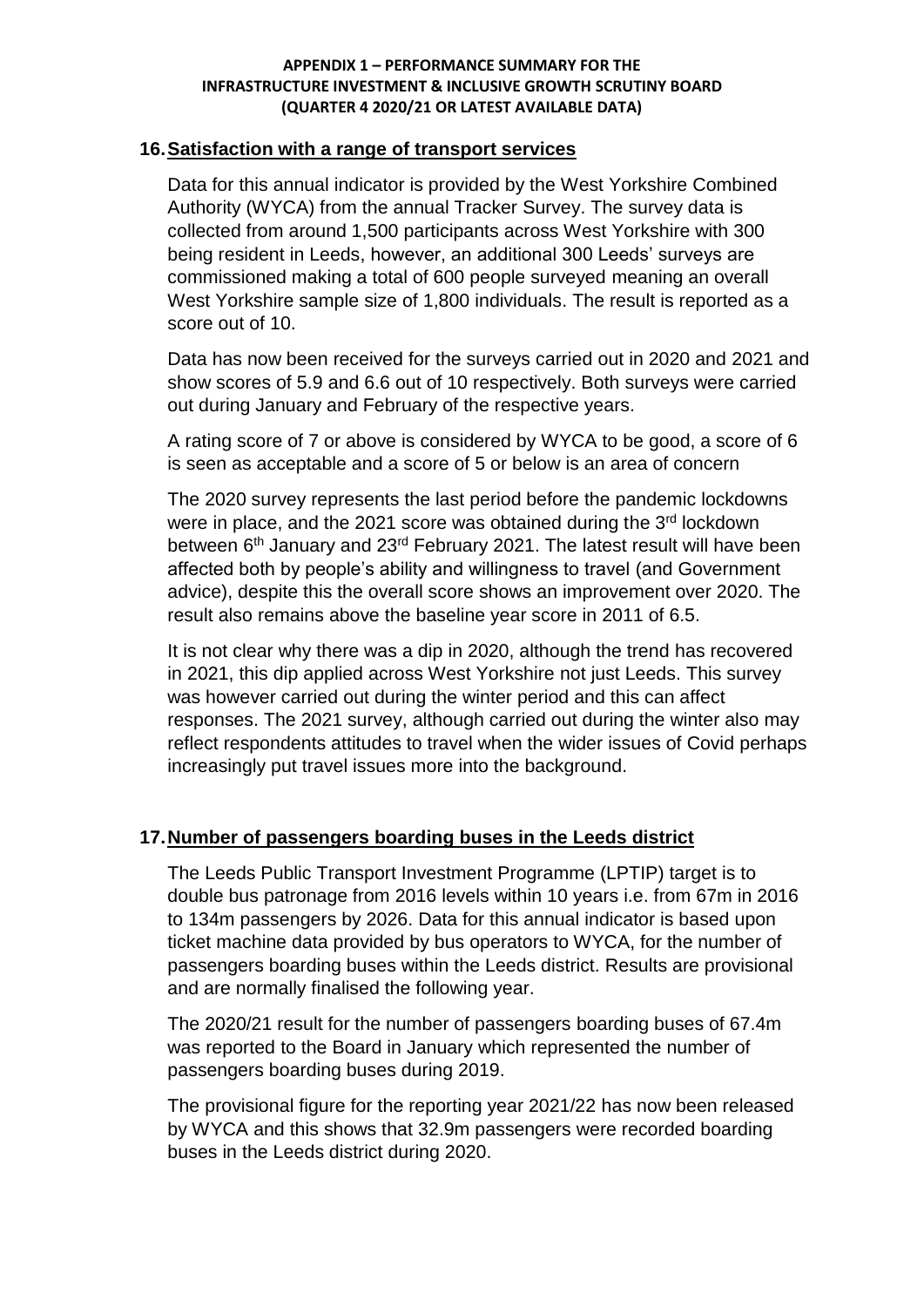**APPENDIX 1 – PERFORMANCE SUMMARY FOR THE INFRASTRUCTURE INVESTMENT & INCLUSIVE GROWTH SCRUTINY BOARD (QUARTER 4 2020/21 OR LATEST AVAILABLE DATA)**

## 16. Satisfaction with a range of transport services

Data for this annual indicator is provided by the West Yorkshire Combined Authority (WYCA) from the annual Tracker Survey. The survey data is collected from around 1,500 participants across West Yorkshire with 300 being resident in Leeds, however, an additional 300 Leeds' surveys are commissioned making a total of 600 people surveyed meaning an overall West Yorkshire sample size of 1,800 individuals. The result is reported as a score out of 10.

Data has now been received for the surveys carried out in 2020 and 2021 and show scores of 5.9 and 6.6 out of 10 respectively. Both surveys were carried out during January and February of the respective years.

A rating score of 7 or above is considered by WYCA to be good, a score of 6 is seen as acceptable and a score of 5 or below is an area of concern

The 2020 survey represents the last period before the pandemic lockdowns were in place, and the 2021 score was obtained during the 3rd lockdown between 6th January and 23rd February 2021. The latest result will have been affected both by people's ability and willingness to travel (and Government advice), despite this the overall score shows an improvement over 2020. The result also remains above the baseline year score in 2011 of 6.5.

It is not clear why there was a dip in 2020, although the trend has recovered in 2021, this dip applied across West Yorkshire not just Leeds. This survey was however carried out during the winter period and this can affect responses. The 2021 survey, although carried out during the winter also may reflect respondents attitudes to travel when the wider issues of Covid perhaps increasingly put travel issues more into the background.

## 17. Number of passengers boarding buses in the Leeds district

The Leeds Public Transport Investment Programme (LPTIP) target is to double bus patronage from 2016 levels within 10 years i.e. from 67m in 2016 to 134m passengers by 2026. Data for this annual indicator is based upon ticket machine data provided by bus operators to WYCA, for the number of passengers boarding buses within the Leeds district. Results are provisional and are normally finalised the following year.

The 2020/21 result for the number of passengers boarding buses of 67.4m was reported to the Board in January which represented the number of passengers boarding buses during 2019.

The provisional figure for the reporting year 2021/22 has now been released by WYCA and this shows that 32.9m passengers were recorded boarding buses in the Leeds district during 2020.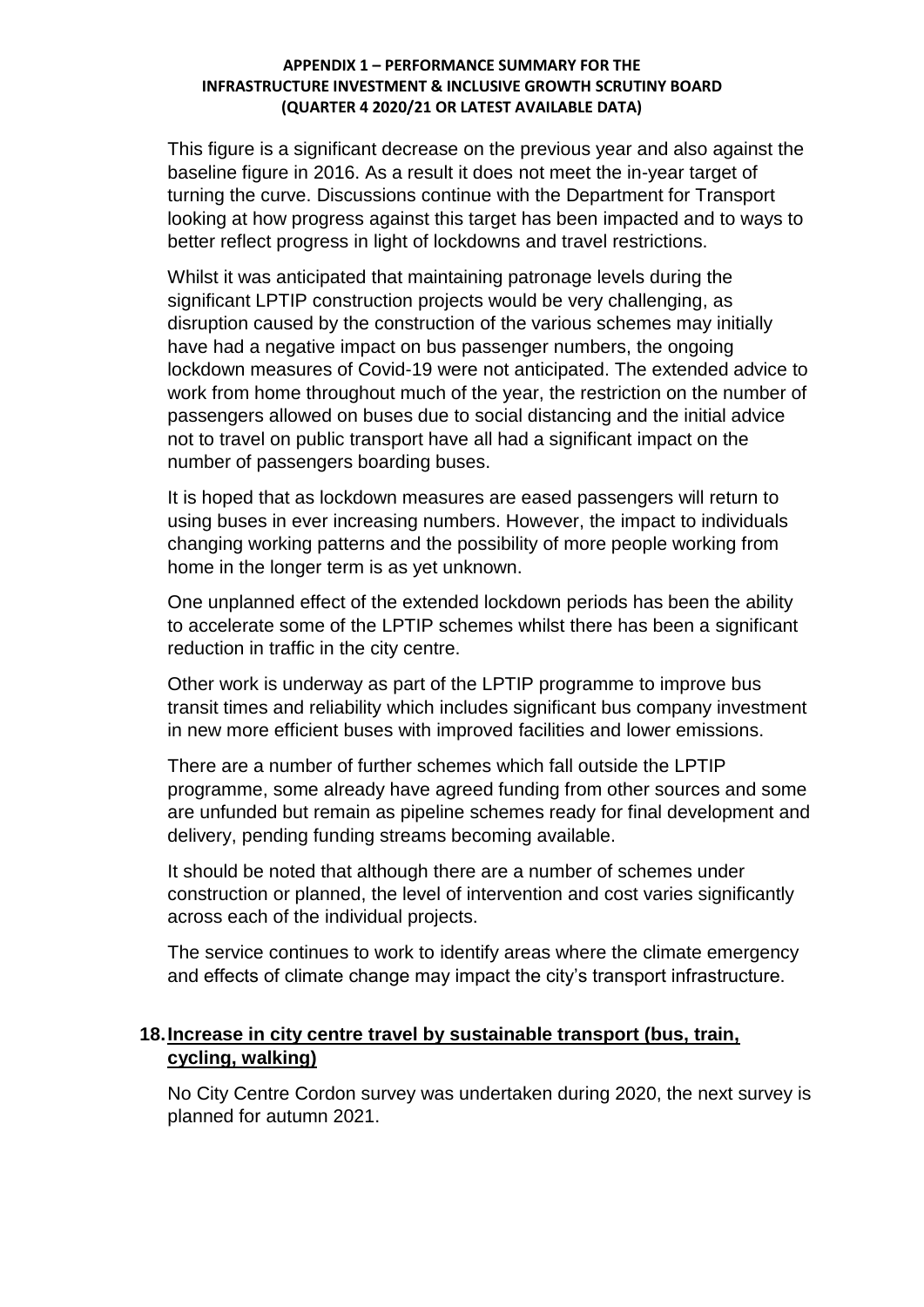This figure is a significant decrease on the previous year and also against the baseline figure in 2016. As a result it does not meet the in-year target of turning the curve. Discussions continue with the Department for Transport looking at how progress against this target has been impacted and to ways to better reflect progress in light of lockdowns and travel restrictions.

Whilst it was anticipated that maintaining patronage levels during the significant LPTIP construction projects would be very challenging, as disruption caused by the construction of the various schemes may initially have had a negative impact on bus passenger numbers, the ongoing lockdown measures of Covid-19 were not anticipated. The extended advice to work from home throughout much of the year, the restriction on the number of passengers allowed on buses due to social distancing and the initial advice not to travel on public transport have all had a significant impact on the number of passengers boarding buses.

It is hoped that as lockdown measures are eased passengers will return to using buses in ever increasing numbers. However, the impact to individuals changing working patterns and the possibility of more people working from home in the longer term is as yet unknown.

One unplanned effect of the extended lockdown periods has been the ability to accelerate some of the LPTIP schemes whilst there has been a significant reduction in traffic in the city centre.

Other work is underway as part of the LPTIP programme to improve bus transit times and reliability which includes significant bus company investment in new more efficient buses with improved facilities and lower emissions.

There are a number of further schemes which fall outside the LPTIP programme, some already have agreed funding from other sources and some are unfunded but remain as pipeline schemes ready for final development and delivery, pending funding streams becoming available.

It should be noted that although there are a number of schemes under construction or planned, the level of intervention and cost varies significantly across each of the individual projects.

The service continues to work to identify areas where the climate emergency and effects of climate change may impact the city's transport infrastructure.

## 18. Increase in city centre travel by sustainable transport (bus, train, cycling, walking)

No City Centre Cordon survey was undertaken during 2020, the next survey is planned for autumn 2021.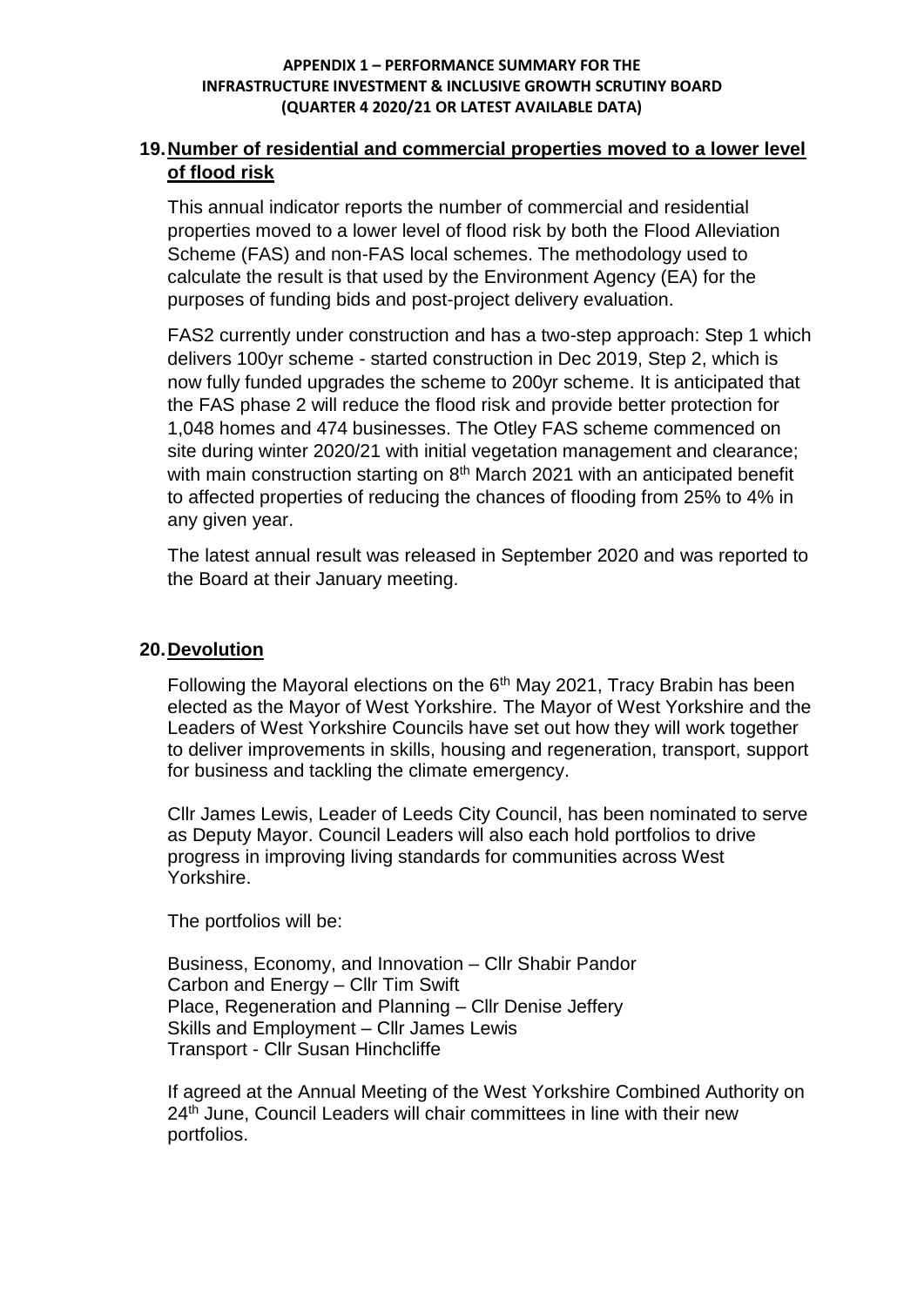## 19. Number of residential and commercial properties moved to a lower level of flood risk

This annual indicator reports the number of commercial and residential properties moved to a lower level of flood risk by both the Flood Alleviation Scheme (FAS) and non-FAS local schemes. The methodology used to calculate the result is that used by the Environment Agency (EA) for the purposes of funding bids and post-project delivery evaluation.

FAS2 currently under construction and has a two-step approach: Step 1 which delivers 100yr scheme - started construction in Dec 2019, Step 2, which is now fully funded upgrades the scheme to 200yr scheme. It is anticipated that the FAS phase 2 will reduce the flood risk and provide better protection for 1,048 homes and 474 businesses. The Otley FAS scheme commenced on site during winter 2020/21 with initial vegetation management and clearance; with main construction starting on 8th March 2021 with an anticipated benefit to affected properties of reducing the chances of flooding from 25% to 4% in any given year.

The latest annual result was released in September 2020 and was reported to the Board at their January meeting.

## 20. Devolution

Following the Mayoral elections on the 6th May 2021, Tracy Brabin has been elected as the Mayor of West Yorkshire. The Mayor of West Yorkshire and the Leaders of West Yorkshire Councils have set out how they will work together to deliver improvements in skills, housing and regeneration, transport, support for business and tackling the climate emergency.

Cllr James Lewis, Leader of Leeds City Council, has been nominated to serve as Deputy Mayor. Council Leaders will also each hold portfolios to drive progress in improving living standards for communities across West Yorkshire.

The portfolios will be:

Business, Economy, and Innovation – Cllr Shabir Pandor
Carbon and Energy – Cllr Tim Swift
Place, Regeneration and Planning – Cllr Denise Jeffery
Skills and Employment – Cllr James Lewis
Transport - Cllr Susan Hinchcliffe

If agreed at the Annual Meeting of the West Yorkshire Combined Authority on 24th June, Council Leaders will chair committees in line with their new portfolios.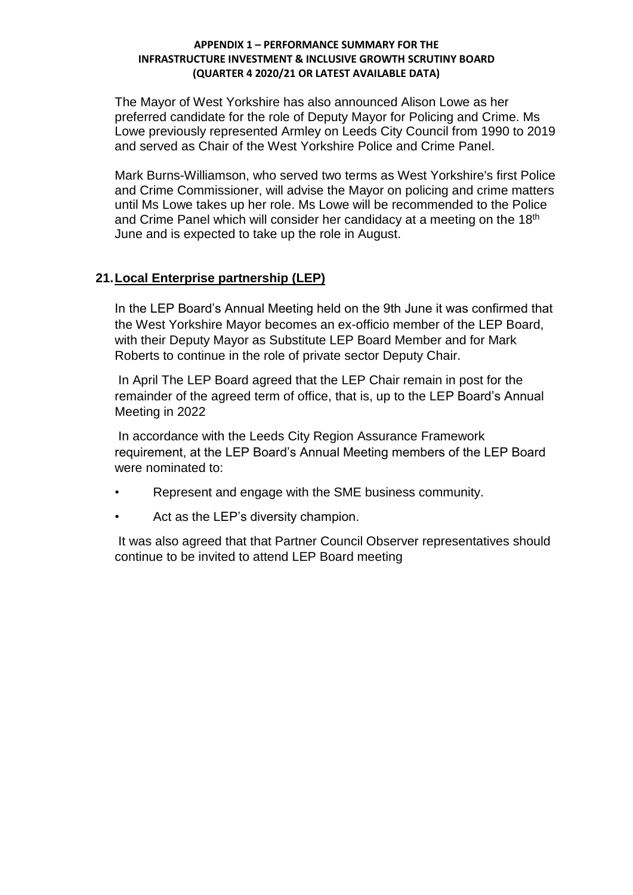The Mayor of West Yorkshire has also announced Alison Lowe as her preferred candidate for the role of Deputy Mayor for Policing and Crime. Ms Lowe previously represented Armley on Leeds City Council from 1990 to 2019 and served as Chair of the West Yorkshire Police and Crime Panel.

Mark Burns-Williamson, who served two terms as West Yorkshire's first Police and Crime Commissioner, will advise the Mayor on policing and crime matters until Ms Lowe takes up her role. Ms Lowe will be recommended to the Police and Crime Panel which will consider her candidacy at a meeting on the 18th June and is expected to take up the role in August.

## 21. Local Enterprise partnership (LEP)

In the LEP Board's Annual Meeting held on the 9th June it was confirmed that the West Yorkshire Mayor becomes an ex-officio member of the LEP Board, with their Deputy Mayor as Substitute LEP Board Member and for Mark Roberts to continue in the role of private sector Deputy Chair.

In April The LEP Board agreed that the LEP Chair remain in post for the remainder of the agreed term of office, that is, up to the LEP Board's Annual Meeting in 2022

In accordance with the Leeds City Region Assurance Framework requirement, at the LEP Board's Annual Meeting members of the LEP Board were nominated to:

- Represent and engage with the SME business community.
- Act as the LEP's diversity champion.

It was also agreed that that Partner Council Observer representatives should continue to be invited to attend LEP Board meeting